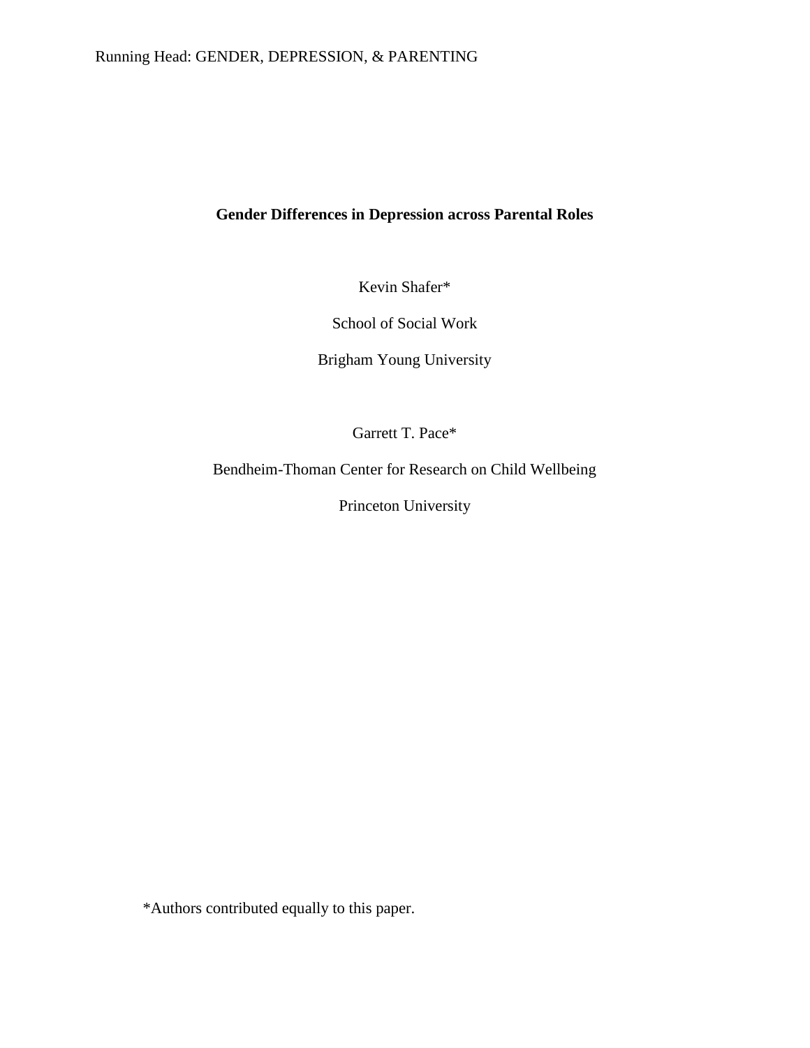# Gender Differences in Depression across Parental Roles

Kevin Shafer*

School of Social Work

Brigham Young University

Garrett T. Pace*

Bendheim-Thoman Center for Research on Child Wellbeing

Princeton University

*Authors contributed equally to this paper.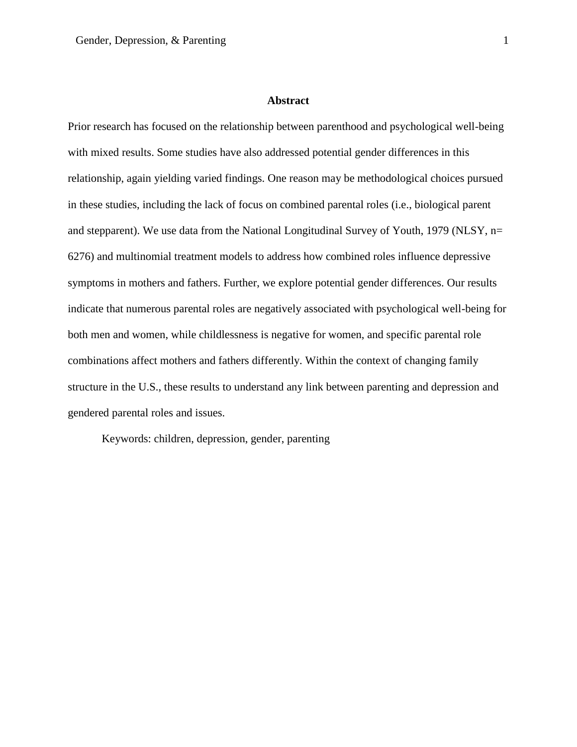## Abstract

Prior research has focused on the relationship between parenthood and psychological well-being with mixed results. Some studies have also addressed potential gender differences in this relationship, again yielding varied findings. One reason may be methodological choices pursued in these studies, including the lack of focus on combined parental roles (i.e., biological parent and stepparent). We use data from the National Longitudinal Survey of Youth, 1979 (NLSY, n= 6276) and multinomial treatment models to address how combined roles influence depressive symptoms in mothers and fathers. Further, we explore potential gender differences. Our results indicate that numerous parental roles are negatively associated with psychological well-being for both men and women, while childlessness is negative for women, and specific parental role combinations affect mothers and fathers differently. Within the context of changing family structure in the U.S., these results to understand any link between parenting and depression and gendered parental roles and issues.

Keywords: children, depression, gender, parenting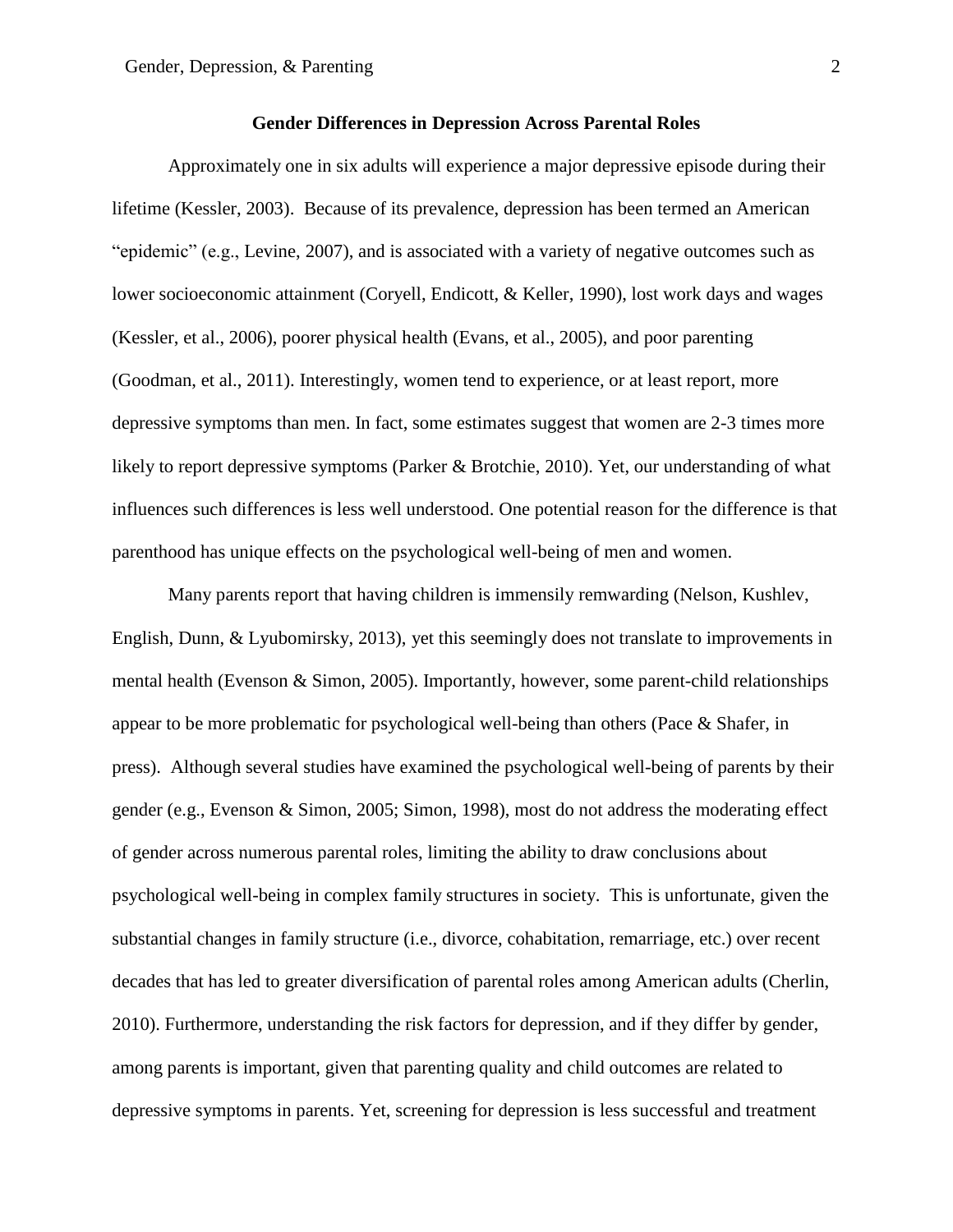## Gender Differences in Depression Across Parental Roles

Approximately one in six adults will experience a major depressive episode during their lifetime (Kessler, 2003). Because of its prevalence, depression has been termed an American "epidemic" (e.g., Levine, 2007), and is associated with a variety of negative outcomes such as lower socioeconomic attainment (Coryell, Endicott, & Keller, 1990), lost work days and wages (Kessler, et al., 2006), poorer physical health (Evans, et al., 2005), and poor parenting (Goodman, et al., 2011). Interestingly, women tend to experience, or at least report, more depressive symptoms than men. In fact, some estimates suggest that women are 2-3 times more likely to report depressive symptoms (Parker & Brotchie, 2010). Yet, our understanding of what influences such differences is less well understood. One potential reason for the difference is that parenthood has unique effects on the psychological well-being of men and women.

Many parents report that having children is immensily remwarding (Nelson, Kushlev, English, Dunn, & Lyubomirsky, 2013), yet this seemingly does not translate to improvements in mental health (Evenson & Simon, 2005). Importantly, however, some parent-child relationships appear to be more problematic for psychological well-being than others (Pace & Shafer, in press). Although several studies have examined the psychological well-being of parents by their gender (e.g., Evenson & Simon, 2005; Simon, 1998), most do not address the moderating effect of gender across numerous parental roles, limiting the ability to draw conclusions about psychological well-being in complex family structures in society. This is unfortunate, given the substantial changes in family structure (i.e., divorce, cohabitation, remarriage, etc.) over recent decades that has led to greater diversification of parental roles among American adults (Cherlin, 2010). Furthermore, understanding the risk factors for depression, and if they differ by gender, among parents is important, given that parenting quality and child outcomes are related to depressive symptoms in parents. Yet, screening for depression is less successful and treatment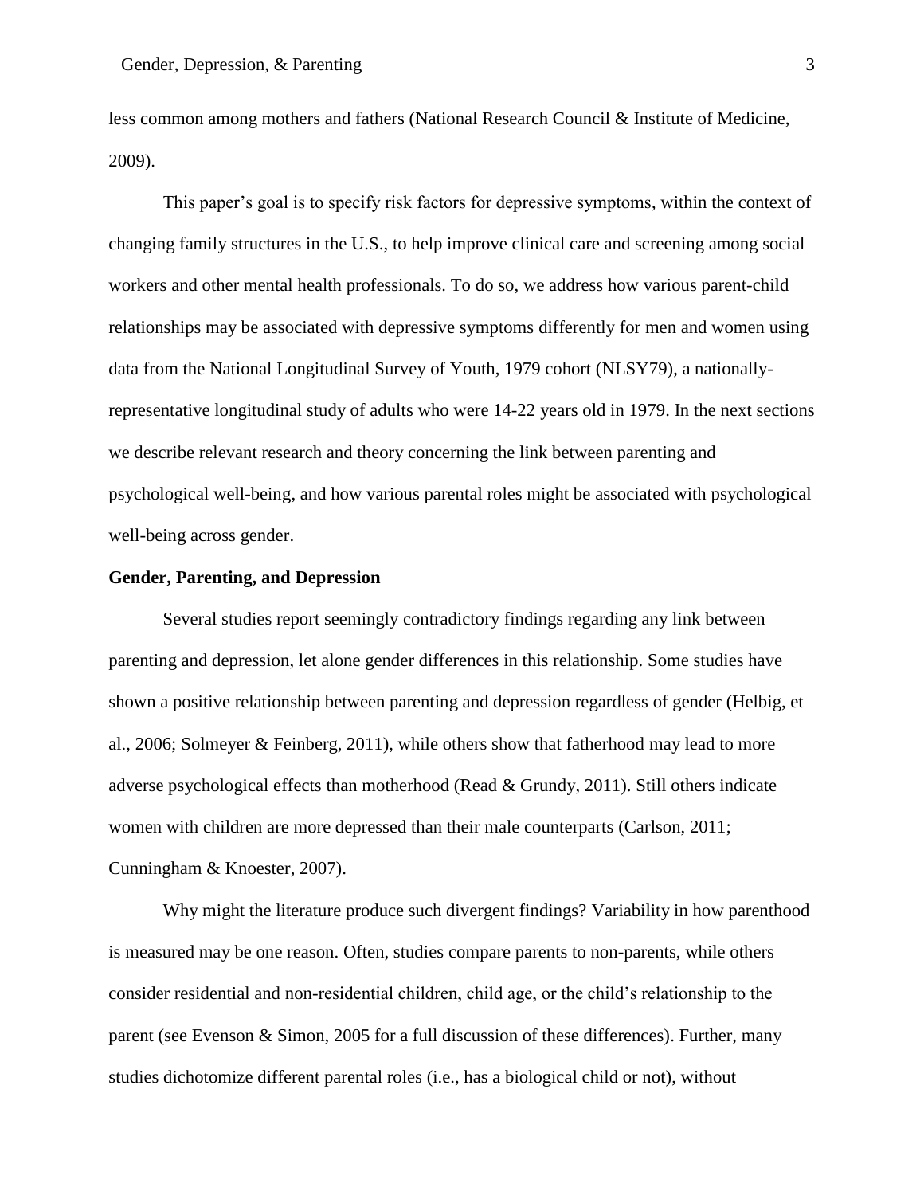less common among mothers and fathers (National Research Council & Institute of Medicine, 2009).

This paper's goal is to specify risk factors for depressive symptoms, within the context of changing family structures in the U.S., to help improve clinical care and screening among social workers and other mental health professionals. To do so, we address how various parent-child relationships may be associated with depressive symptoms differently for men and women using data from the National Longitudinal Survey of Youth, 1979 cohort (NLSY79), a nationally-representative longitudinal study of adults who were 14-22 years old in 1979. In the next sections we describe relevant research and theory concerning the link between parenting and psychological well-being, and how various parental roles might be associated with psychological well-being across gender.

**Gender, Parenting, and Depression**

Several studies report seemingly contradictory findings regarding any link between parenting and depression, let alone gender differences in this relationship. Some studies have shown a positive relationship between parenting and depression regardless of gender (Helbig, et al., 2006; Solmeyer & Feinberg, 2011), while others show that fatherhood may lead to more adverse psychological effects than motherhood (Read & Grundy, 2011). Still others indicate women with children are more depressed than their male counterparts (Carlson, 2011; Cunningham & Knoester, 2007).

Why might the literature produce such divergent findings? Variability in how parenthood is measured may be one reason. Often, studies compare parents to non-parents, while others consider residential and non-residential children, child age, or the child's relationship to the parent (see Evenson & Simon, 2005 for a full discussion of these differences). Further, many studies dichotomize different parental roles (i.e., has a biological child or not), without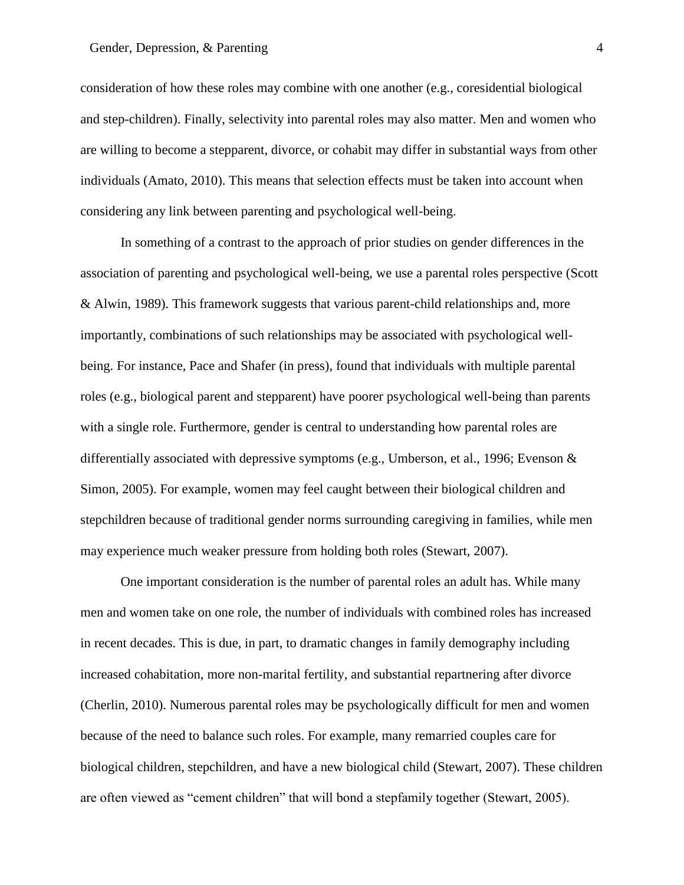consideration of how these roles may combine with one another (e.g., coresidential biological and step-children). Finally, selectivity into parental roles may also matter. Men and women who are willing to become a stepparent, divorce, or cohabit may differ in substantial ways from other individuals (Amato, 2010). This means that selection effects must be taken into account when considering any link between parenting and psychological well-being.

In something of a contrast to the approach of prior studies on gender differences in the association of parenting and psychological well-being, we use a parental roles perspective (Scott & Alwin, 1989). This framework suggests that various parent-child relationships and, more importantly, combinations of such relationships may be associated with psychological well-being. For instance, Pace and Shafer (in press), found that individuals with multiple parental roles (e.g., biological parent and stepparent) have poorer psychological well-being than parents with a single role. Furthermore, gender is central to understanding how parental roles are differentially associated with depressive symptoms (e.g., Umberson, et al., 1996; Evenson & Simon, 2005). For example, women may feel caught between their biological children and stepchildren because of traditional gender norms surrounding caregiving in families, while men may experience much weaker pressure from holding both roles (Stewart, 2007).

One important consideration is the number of parental roles an adult has. While many men and women take on one role, the number of individuals with combined roles has increased in recent decades. This is due, in part, to dramatic changes in family demography including increased cohabitation, more non-marital fertility, and substantial repartnering after divorce (Cherlin, 2010). Numerous parental roles may be psychologically difficult for men and women because of the need to balance such roles. For example, many remarried couples care for biological children, stepchildren, and have a new biological child (Stewart, 2007). These children are often viewed as "cement children" that will bond a stepfamily together (Stewart, 2005).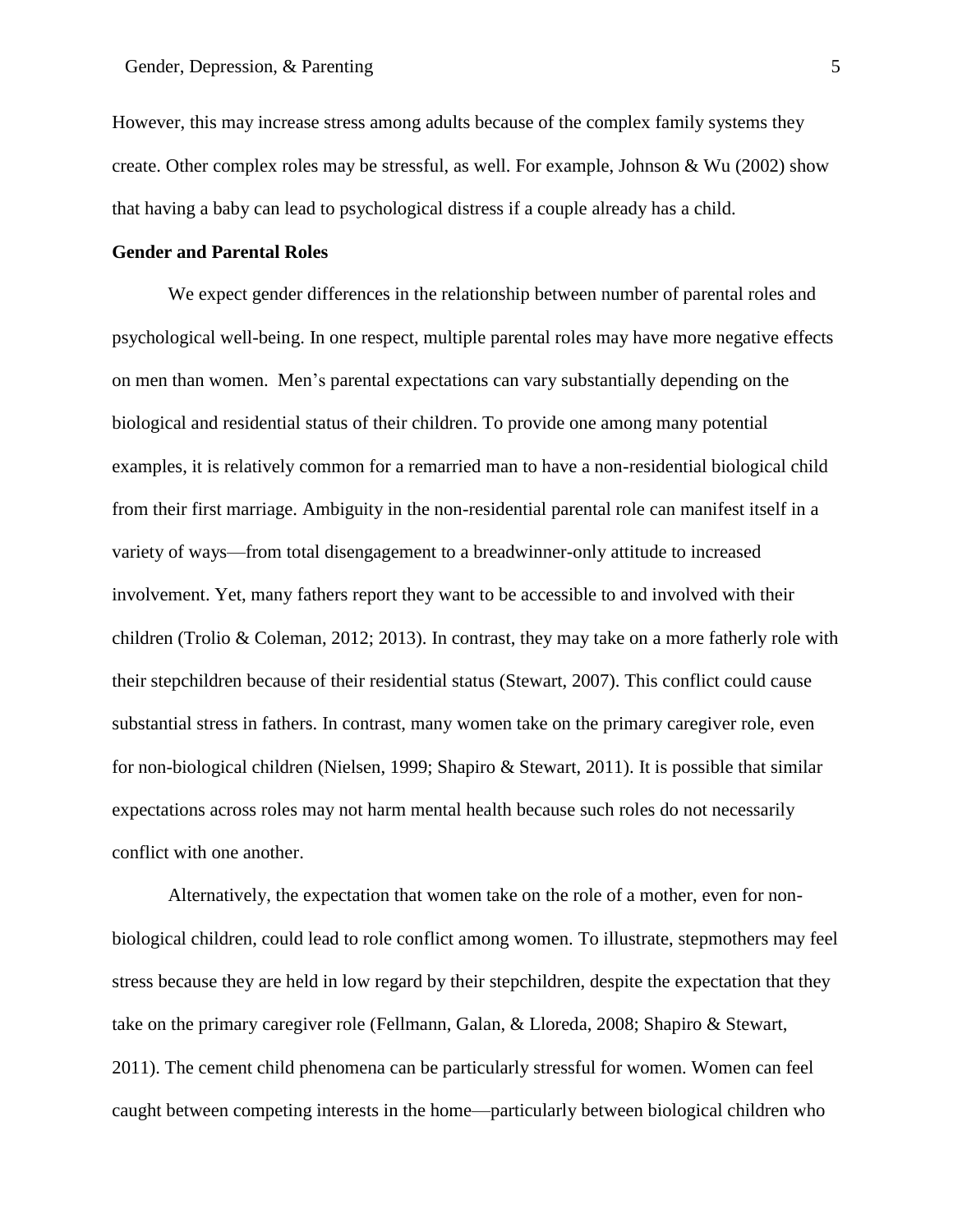However, this may increase stress among adults because of the complex family systems they create. Other complex roles may be stressful, as well. For example, Johnson & Wu (2002) show that having a baby can lead to psychological distress if a couple already has a child.

**Gender and Parental Roles**

We expect gender differences in the relationship between number of parental roles and psychological well-being. In one respect, multiple parental roles may have more negative effects on men than women. Men's parental expectations can vary substantially depending on the biological and residential status of their children. To provide one among many potential examples, it is relatively common for a remarried man to have a non-residential biological child from their first marriage. Ambiguity in the non-residential parental role can manifest itself in a variety of ways—from total disengagement to a breadwinner-only attitude to increased involvement. Yet, many fathers report they want to be accessible to and involved with their children (Trolio & Coleman, 2012; 2013). In contrast, they may take on a more fatherly role with their stepchildren because of their residential status (Stewart, 2007). This conflict could cause substantial stress in fathers. In contrast, many women take on the primary caregiver role, even for non-biological children (Nielsen, 1999; Shapiro & Stewart, 2011). It is possible that similar expectations across roles may not harm mental health because such roles do not necessarily conflict with one another.

Alternatively, the expectation that women take on the role of a mother, even for non-biological children, could lead to role conflict among women. To illustrate, stepmothers may feel stress because they are held in low regard by their stepchildren, despite the expectation that they take on the primary caregiver role (Fellmann, Galan, & Lloreda, 2008; Shapiro & Stewart, 2011). The cement child phenomena can be particularly stressful for women. Women can feel caught between competing interests in the home—particularly between biological children who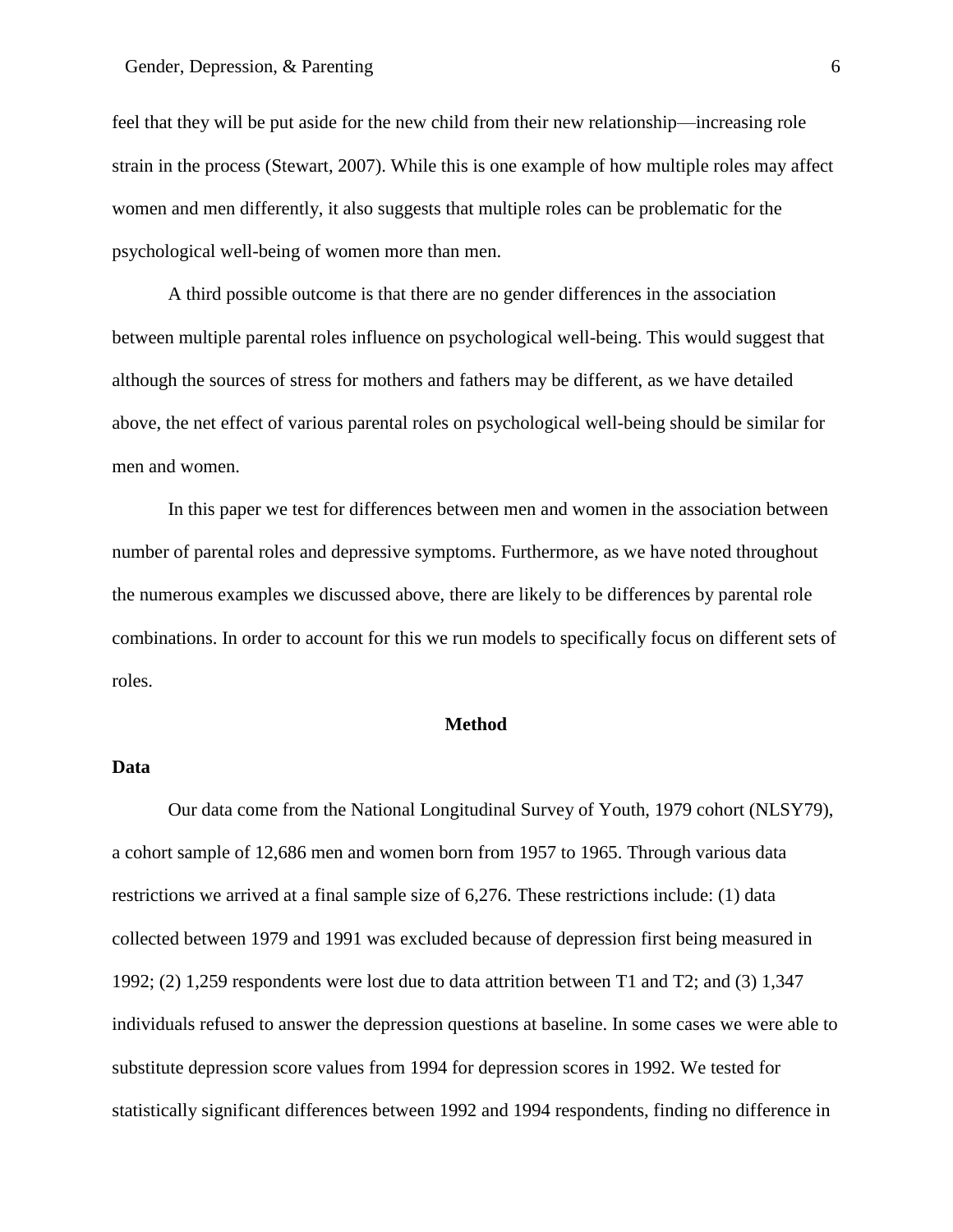feel that they will be put aside for the new child from their new relationship—increasing role strain in the process (Stewart, 2007). While this is one example of how multiple roles may affect women and men differently, it also suggests that multiple roles can be problematic for the psychological well-being of women more than men.

A third possible outcome is that there are no gender differences in the association between multiple parental roles influence on psychological well-being. This would suggest that although the sources of stress for mothers and fathers may be different, as we have detailed above, the net effect of various parental roles on psychological well-being should be similar for men and women.

In this paper we test for differences between men and women in the association between number of parental roles and depressive symptoms. Furthermore, as we have noted throughout the numerous examples we discussed above, there are likely to be differences by parental role combinations. In order to account for this we run models to specifically focus on different sets of roles.

## Method

### Data

Our data come from the National Longitudinal Survey of Youth, 1979 cohort (NLSY79), a cohort sample of 12,686 men and women born from 1957 to 1965. Through various data restrictions we arrived at a final sample size of 6,276. These restrictions include: (1) data collected between 1979 and 1991 was excluded because of depression first being measured in 1992; (2) 1,259 respondents were lost due to data attrition between T1 and T2; and (3) 1,347 individuals refused to answer the depression questions at baseline. In some cases we were able to substitute depression score values from 1994 for depression scores in 1992. We tested for statistically significant differences between 1992 and 1994 respondents, finding no difference in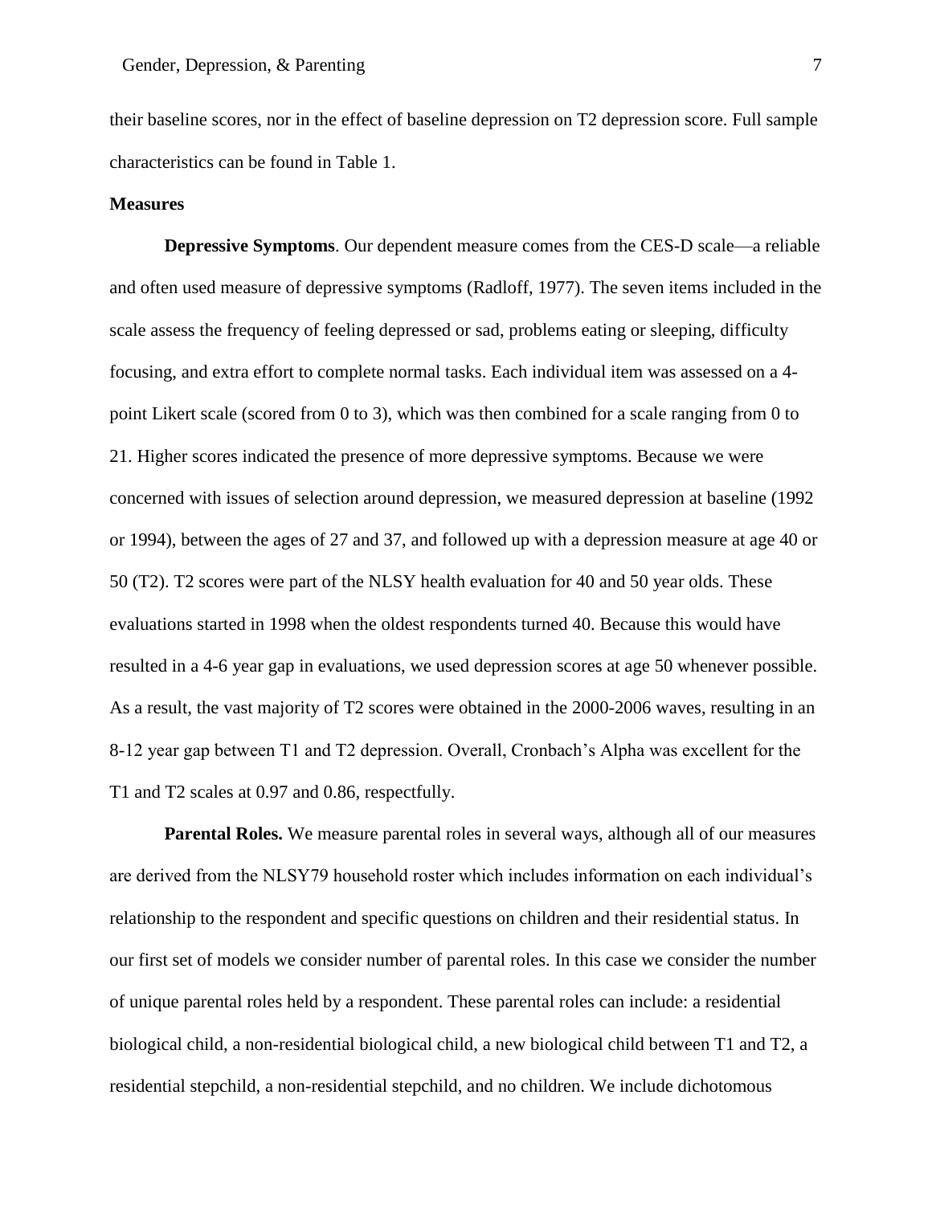their baseline scores, nor in the effect of baseline depression on T2 depression score. Full sample characteristics can be found in Table 1.

**Measures**

**Depressive Symptoms**. Our dependent measure comes from the CES-D scale—a reliable and often used measure of depressive symptoms (Radloff, 1977). The seven items included in the scale assess the frequency of feeling depressed or sad, problems eating or sleeping, difficulty focusing, and extra effort to complete normal tasks. Each individual item was assessed on a 4-point Likert scale (scored from 0 to 3), which was then combined for a scale ranging from 0 to 21. Higher scores indicated the presence of more depressive symptoms. Because we were concerned with issues of selection around depression, we measured depression at baseline (1992 or 1994), between the ages of 27 and 37, and followed up with a depression measure at age 40 or 50 (T2). T2 scores were part of the NLSY health evaluation for 40 and 50 year olds. These evaluations started in 1998 when the oldest respondents turned 40. Because this would have resulted in a 4-6 year gap in evaluations, we used depression scores at age 50 whenever possible. As a result, the vast majority of T2 scores were obtained in the 2000-2006 waves, resulting in an 8-12 year gap between T1 and T2 depression. Overall, Cronbach's Alpha was excellent for the T1 and T2 scales at 0.97 and 0.86, respectfully.

**Parental Roles.** We measure parental roles in several ways, although all of our measures are derived from the NLSY79 household roster which includes information on each individual's relationship to the respondent and specific questions on children and their residential status. In our first set of models we consider number of parental roles. In this case we consider the number of unique parental roles held by a respondent. These parental roles can include: a residential biological child, a non-residential biological child, a new biological child between T1 and T2, a residential stepchild, a non-residential stepchild, and no children. We include dichotomous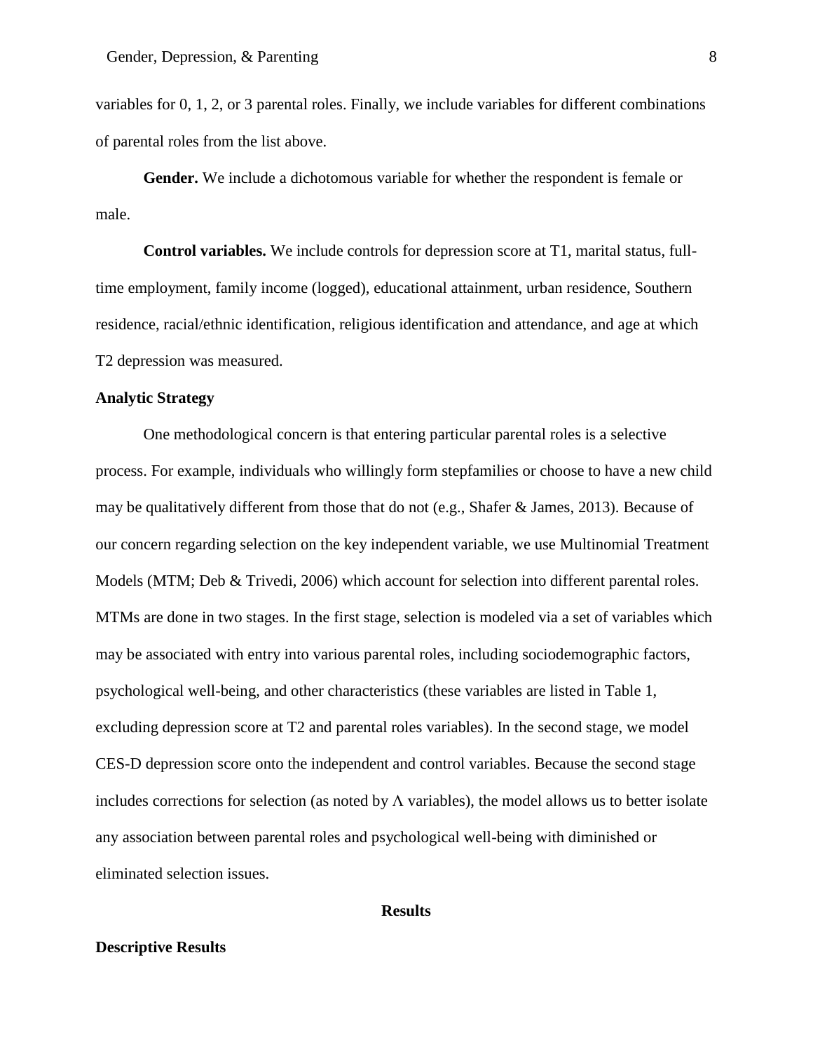variables for 0, 1, 2, or 3 parental roles. Finally, we include variables for different combinations of parental roles from the list above.

**Gender.** We include a dichotomous variable for whether the respondent is female or male.

**Control variables.** We include controls for depression score at T1, marital status, full-time employment, family income (logged), educational attainment, urban residence, Southern residence, racial/ethnic identification, religious identification and attendance, and age at which T2 depression was measured.

### Analytic Strategy

One methodological concern is that entering particular parental roles is a selective process. For example, individuals who willingly form stepfamilies or choose to have a new child may be qualitatively different from those that do not (e.g., Shafer & James, 2013). Because of our concern regarding selection on the key independent variable, we use Multinomial Treatment Models (MTM; Deb & Trivedi, 2006) which account for selection into different parental roles. MTMs are done in two stages. In the first stage, selection is modeled via a set of variables which may be associated with entry into various parental roles, including sociodemographic factors, psychological well-being, and other characteristics (these variables are listed in Table 1, excluding depression score at T2 and parental roles variables). In the second stage, we model CES-D depression score onto the independent and control variables. Because the second stage includes corrections for selection (as noted by $\Lambda$ variables), the model allows us to better isolate any association between parental roles and psychological well-being with diminished or eliminated selection issues.

## Results

### Descriptive Results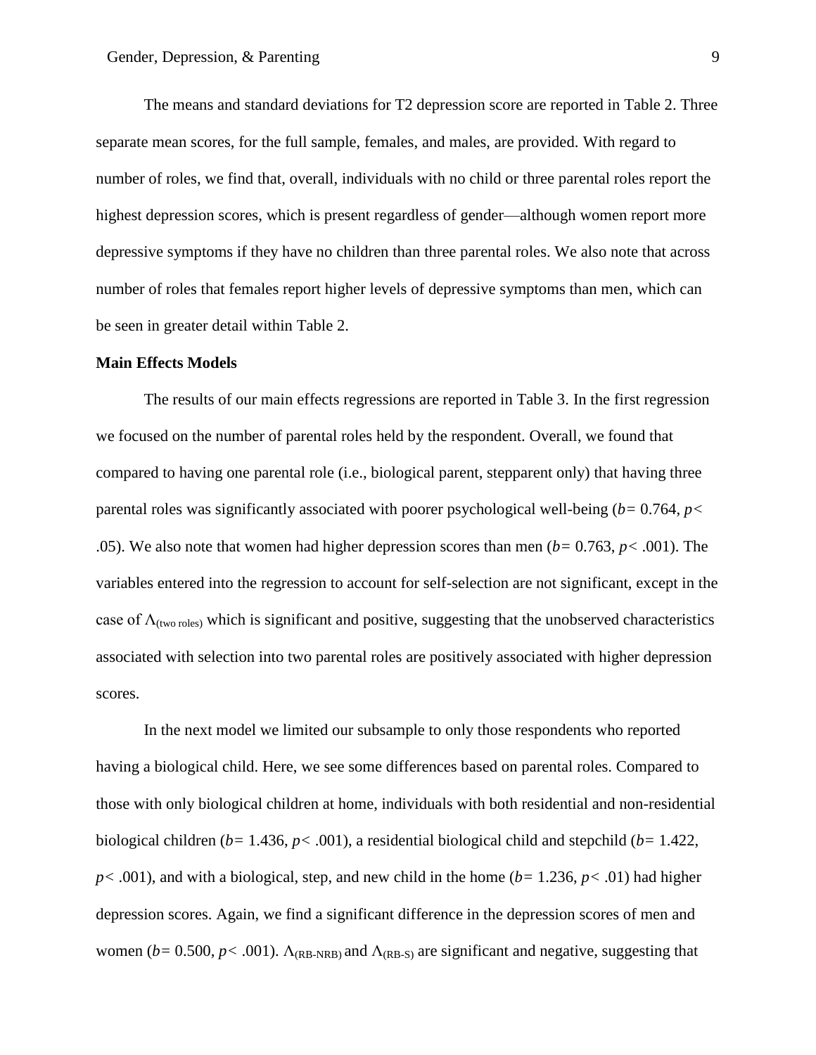The means and standard deviations for T2 depression score are reported in Table 2. Three separate mean scores, for the full sample, females, and males, are provided. With regard to number of roles, we find that, overall, individuals with no child or three parental roles report the highest depression scores, which is present regardless of gender—although women report more depressive symptoms if they have no children than three parental roles. We also note that across number of roles that females report higher levels of depressive symptoms than men, which can be seen in greater detail within Table 2.

**Main Effects Models**

The results of our main effects regressions are reported in Table 3. In the first regression we focused on the number of parental roles held by the respondent. Overall, we found that compared to having one parental role (i.e., biological parent, stepparent only) that having three parental roles was significantly associated with poorer psychological well-being ($b = 0.764$, $p < .05$). We also note that women had higher depression scores than men ($b = 0.763$, $p < .001$). The variables entered into the regression to account for self-selection are not significant, except in the case of $\Lambda_{(\text{two roles})}$ which is significant and positive, suggesting that the unobserved characteristics associated with selection into two parental roles are positively associated with higher depression scores.

In the next model we limited our subsample to only those respondents who reported having a biological child. Here, we see some differences based on parental roles. Compared to those with only biological children at home, individuals with both residential and non-residential biological children ($b = 1.436$, $p < .001$), a residential biological child and stepchild ($b = 1.422$, $p < .001$), and with a biological, step, and new child in the home ($b = 1.236$, $p < .01$) had higher depression scores. Again, we find a significant difference in the depression scores of men and women ($b = 0.500$, $p < .001$). $\Lambda_{(\text{RB-NRB})}$ and $\Lambda_{(\text{RB-S})}$ are significant and negative, suggesting that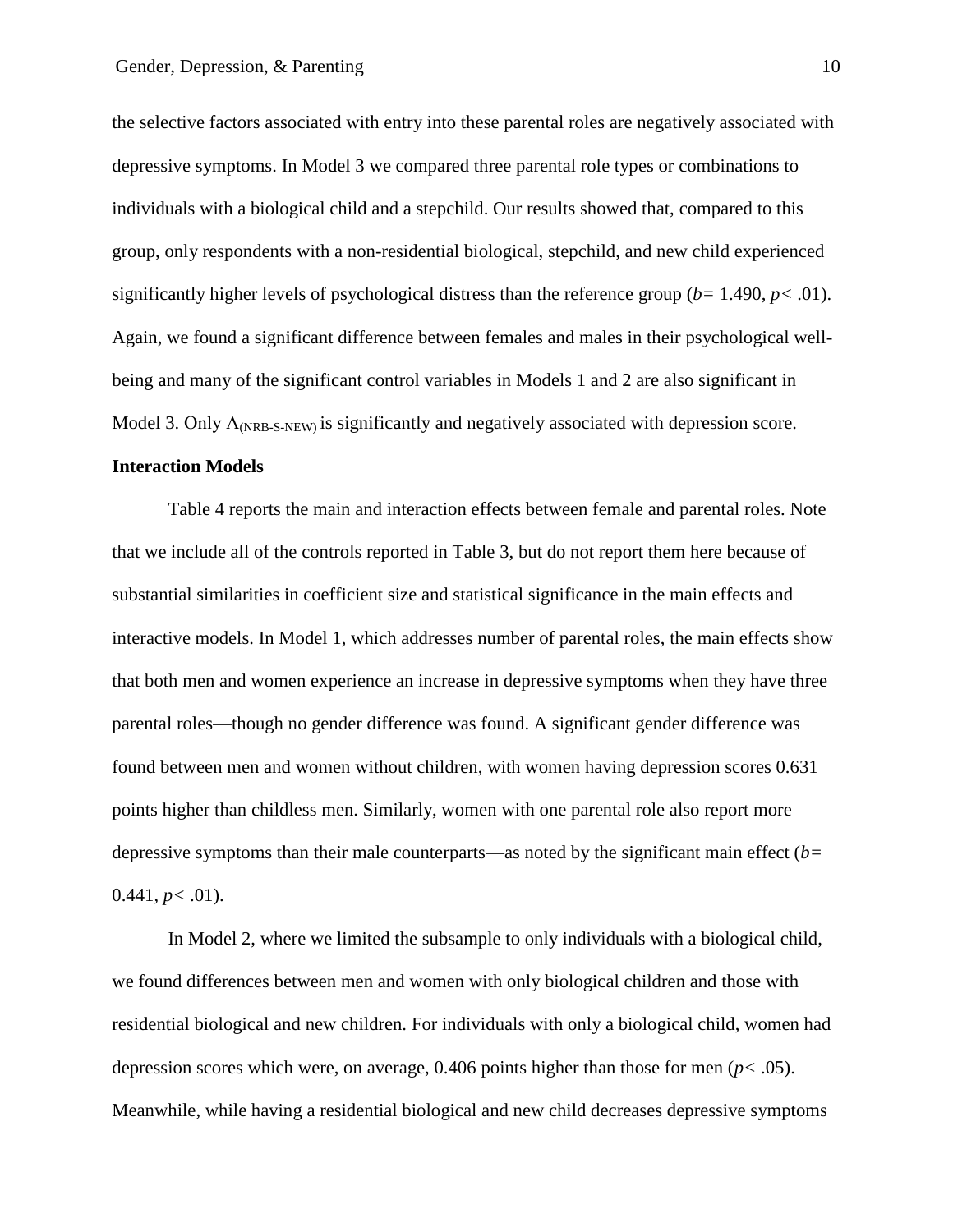the selective factors associated with entry into these parental roles are negatively associated with depressive symptoms. In Model 3 we compared three parental role types or combinations to individuals with a biological child and a stepchild. Our results showed that, compared to this group, only respondents with a non-residential biological, stepchild, and new child experienced significantly higher levels of psychological distress than the reference group (*b*= 1.490, *p*< .01). Again, we found a significant difference between females and males in their psychological well-being and many of the significant control variables in Models 1 and 2 are also significant in Model 3. Only $\Lambda_{(NRB\text{-}S\text{-}NEW)}$ is significantly and negatively associated with depression score.

**Interaction Models**

Table 4 reports the main and interaction effects between female and parental roles. Note that we include all of the controls reported in Table 3, but do not report them here because of substantial similarities in coefficient size and statistical significance in the main effects and interactive models. In Model 1, which addresses number of parental roles, the main effects show that both men and women experience an increase in depressive symptoms when they have three parental roles—though no gender difference was found. A significant gender difference was found between men and women without children, with women having depression scores 0.631 points higher than childless men. Similarly, women with one parental role also report more depressive symptoms than their male counterparts—as noted by the significant main effect (*b*= 0.441, *p*< .01).

In Model 2, where we limited the subsample to only individuals with a biological child, we found differences between men and women with only biological children and those with residential biological and new children. For individuals with only a biological child, women had depression scores which were, on average, 0.406 points higher than those for men (*p*< .05). Meanwhile, while having a residential biological and new child decreases depressive symptoms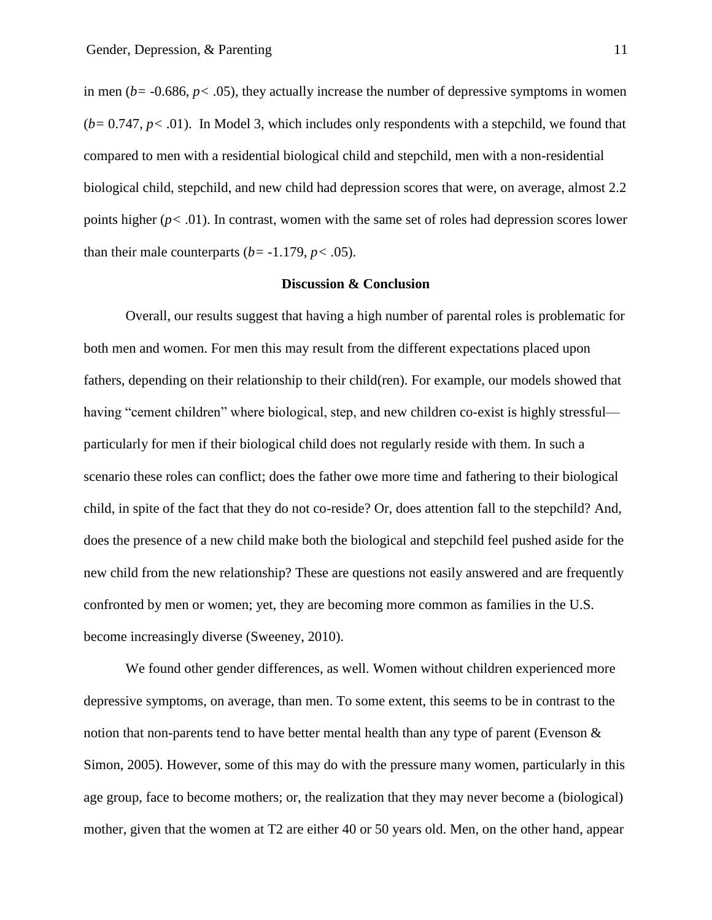in men ($b = -0.686$, $p < .05$), they actually increase the number of depressive symptoms in women ($b = 0.747$, $p < .01$). In Model 3, which includes only respondents with a stepchild, we found that compared to men with a residential biological child and stepchild, men with a non-residential biological child, stepchild, and new child had depression scores that were, on average, almost 2.2 points higher ($p < .01$). In contrast, women with the same set of roles had depression scores lower than their male counterparts ($b = -1.179$, $p < .05$).

## Discussion & Conclusion

Overall, our results suggest that having a high number of parental roles is problematic for both men and women. For men this may result from the different expectations placed upon fathers, depending on their relationship to their child(ren). For example, our models showed that having "cement children" where biological, step, and new children co-exist is highly stressful—particularly for men if their biological child does not regularly reside with them. In such a scenario these roles can conflict; does the father owe more time and fathering to their biological child, in spite of the fact that they do not co-reside? Or, does attention fall to the stepchild? And, does the presence of a new child make both the biological and stepchild feel pushed aside for the new child from the new relationship? These are questions not easily answered and are frequently confronted by men or women; yet, they are becoming more common as families in the U.S. become increasingly diverse (Sweeney, 2010).

We found other gender differences, as well. Women without children experienced more depressive symptoms, on average, than men. To some extent, this seems to be in contrast to the notion that non-parents tend to have better mental health than any type of parent (Evenson & Simon, 2005). However, some of this may do with the pressure many women, particularly in this age group, face to become mothers; or, the realization that they may never become a (biological) mother, given that the women at T2 are either 40 or 50 years old. Men, on the other hand, appear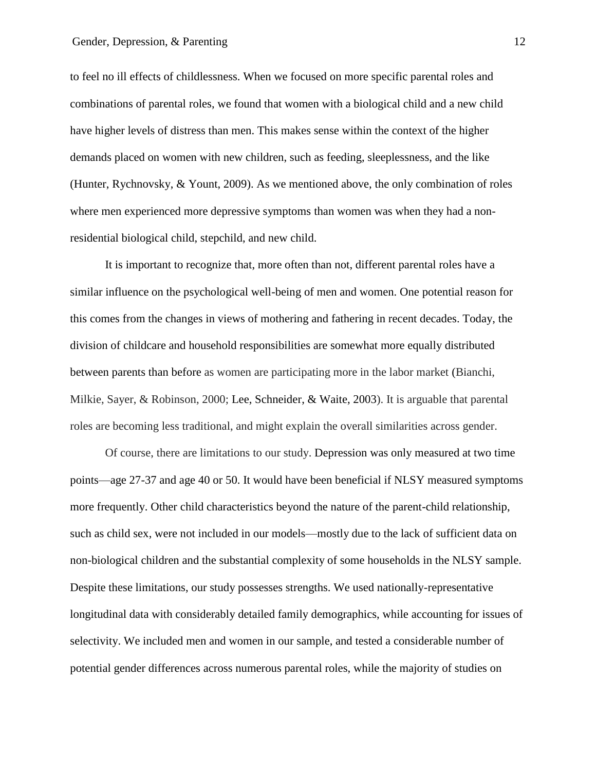to feel no ill effects of childlessness. When we focused on more specific parental roles and combinations of parental roles, we found that women with a biological child and a new child have higher levels of distress than men. This makes sense within the context of the higher demands placed on women with new children, such as feeding, sleeplessness, and the like (Hunter, Rychnovsky, & Yount, 2009). As we mentioned above, the only combination of roles where men experienced more depressive symptoms than women was when they had a non-residential biological child, stepchild, and new child.

It is important to recognize that, more often than not, different parental roles have a similar influence on the psychological well-being of men and women. One potential reason for this comes from the changes in views of mothering and fathering in recent decades. Today, the division of childcare and household responsibilities are somewhat more equally distributed between parents than before as women are participating more in the labor market (Bianchi, Milkie, Sayer, & Robinson, 2000; Lee, Schneider, & Waite, 2003). It is arguable that parental roles are becoming less traditional, and might explain the overall similarities across gender.

Of course, there are limitations to our study. Depression was only measured at two time points—age 27-37 and age 40 or 50. It would have been beneficial if NLSY measured symptoms more frequently. Other child characteristics beyond the nature of the parent-child relationship, such as child sex, were not included in our models—mostly due to the lack of sufficient data on non-biological children and the substantial complexity of some households in the NLSY sample. Despite these limitations, our study possesses strengths. We used nationally-representative longitudinal data with considerably detailed family demographics, while accounting for issues of selectivity. We included men and women in our sample, and tested a considerable number of potential gender differences across numerous parental roles, while the majority of studies on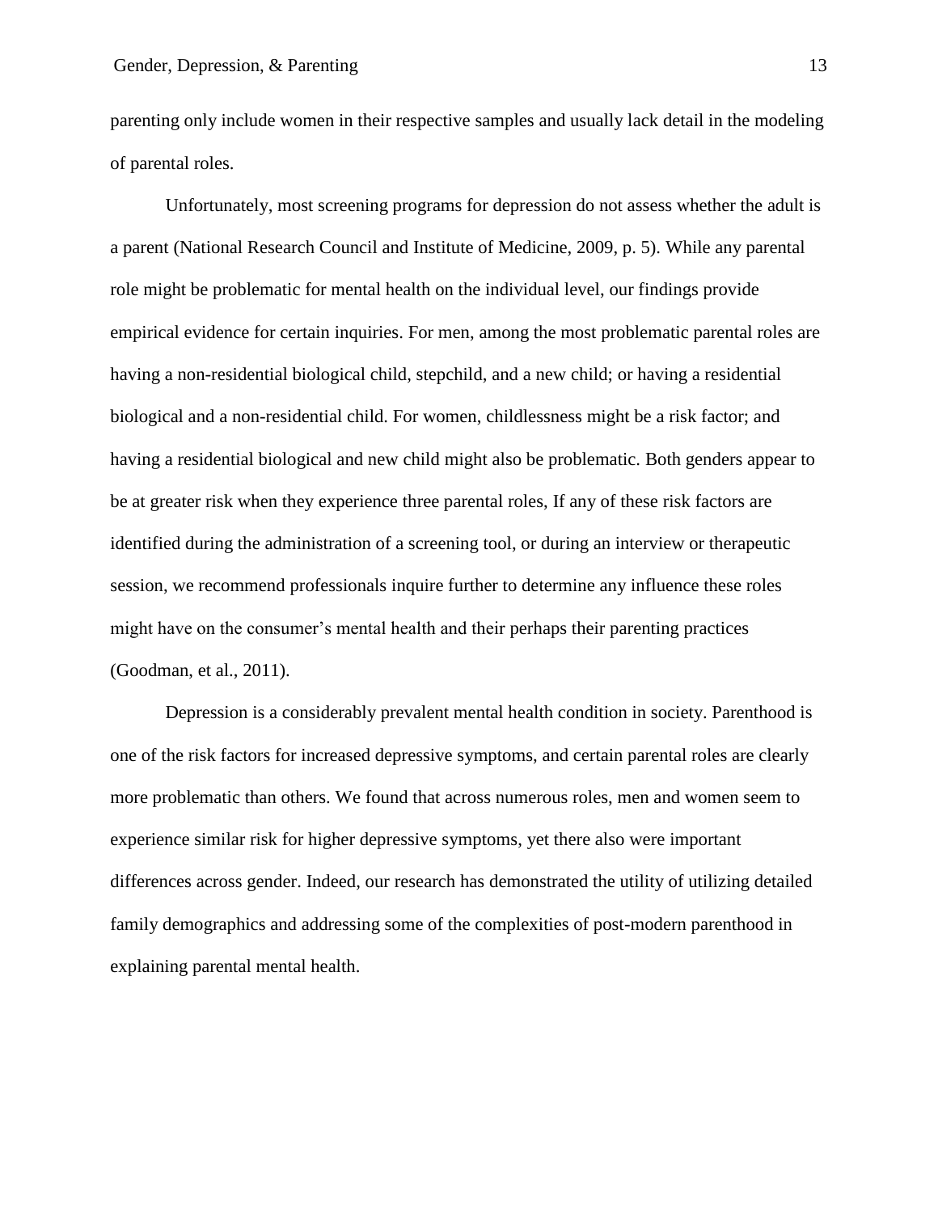parenting only include women in their respective samples and usually lack detail in the modeling of parental roles.

Unfortunately, most screening programs for depression do not assess whether the adult is a parent (National Research Council and Institute of Medicine, 2009, p. 5). While any parental role might be problematic for mental health on the individual level, our findings provide empirical evidence for certain inquiries. For men, among the most problematic parental roles are having a non-residential biological child, stepchild, and a new child; or having a residential biological and a non-residential child. For women, childlessness might be a risk factor; and having a residential biological and new child might also be problematic. Both genders appear to be at greater risk when they experience three parental roles, If any of these risk factors are identified during the administration of a screening tool, or during an interview or therapeutic session, we recommend professionals inquire further to determine any influence these roles might have on the consumer's mental health and their perhaps their parenting practices (Goodman, et al., 2011).

Depression is a considerably prevalent mental health condition in society. Parenthood is one of the risk factors for increased depressive symptoms, and certain parental roles are clearly more problematic than others. We found that across numerous roles, men and women seem to experience similar risk for higher depressive symptoms, yet there also were important differences across gender. Indeed, our research has demonstrated the utility of utilizing detailed family demographics and addressing some of the complexities of post-modern parenthood in explaining parental mental health.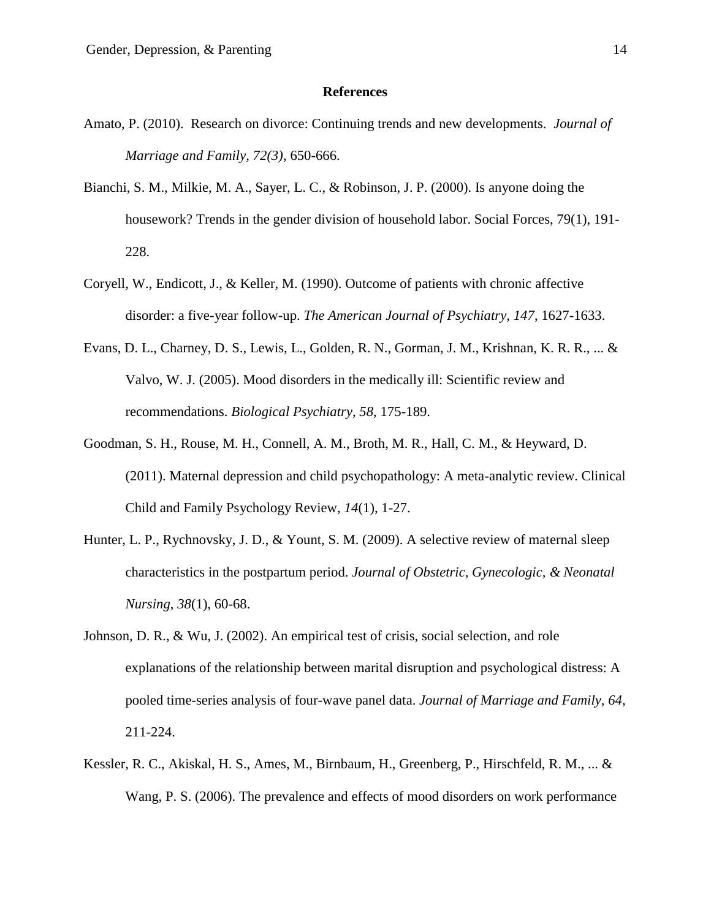**References**

Amato, P. (2010). Research on divorce: Continuing trends and new developments. *Journal of Marriage and Family, 72(3)*, 650-666.

Bianchi, S. M., Milkie, M. A., Sayer, L. C., & Robinson, J. P. (2000). Is anyone doing the housework? Trends in the gender division of household labor. Social Forces, 79(1), 191-228.

Coryell, W., Endicott, J., & Keller, M. (1990). Outcome of patients with chronic affective disorder: a five-year follow-up. *The American Journal of Psychiatry*, *147*, 1627-1633.

Evans, D. L., Charney, D. S., Lewis, L., Golden, R. N., Gorman, J. M., Krishnan, K. R. R., ... & Valvo, W. J. (2005). Mood disorders in the medically ill: Scientific review and recommendations. *Biological Psychiatry*, *58*, 175-189.

Goodman, S. H., Rouse, M. H., Connell, A. M., Broth, M. R., Hall, C. M., & Heyward, D. (2011). Maternal depression and child psychopathology: A meta-analytic review. Clinical Child and Family Psychology Review, *14*(1), 1-27.

Hunter, L. P., Rychnovsky, J. D., & Yount, S. M. (2009). A selective review of maternal sleep characteristics in the postpartum period. *Journal of Obstetric, Gynecologic, & Neonatal Nursing*, *38*(1), 60-68.

Johnson, D. R., & Wu, J. (2002). An empirical test of crisis, social selection, and role explanations of the relationship between marital disruption and psychological distress: A pooled time-series analysis of four-wave panel data. *Journal of Marriage and Family, 64*, 211-224.

Kessler, R. C., Akiskal, H. S., Ames, M., Birnbaum, H., Greenberg, P., Hirschfeld, R. M., ... & Wang, P. S. (2006). The prevalence and effects of mood disorders on work performance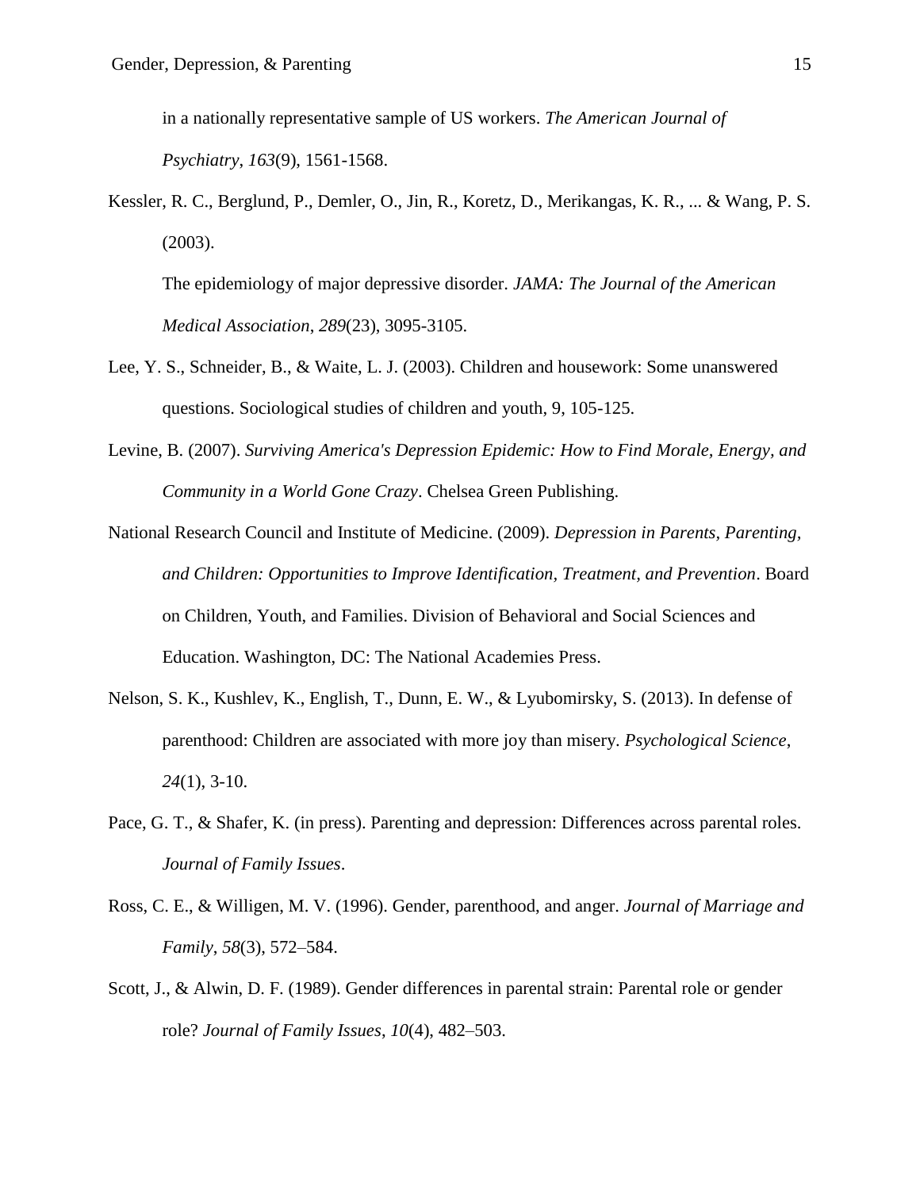in a nationally representative sample of US workers. *The American Journal of Psychiatry*, *163*(9), 1561-1568.

Kessler, R. C., Berglund, P., Demler, O., Jin, R., Koretz, D., Merikangas, K. R., ... & Wang, P. S. (2003).

The epidemiology of major depressive disorder. *JAMA: The Journal of the American Medical Association*, *289*(23), 3095-3105.

Lee, Y. S., Schneider, B., & Waite, L. J. (2003). Children and housework: Some unanswered questions. Sociological studies of children and youth, 9, 105-125.

Levine, B. (2007). *Surviving America's Depression Epidemic: How to Find Morale, Energy, and Community in a World Gone Crazy*. Chelsea Green Publishing.

National Research Council and Institute of Medicine. (2009). *Depression in Parents, Parenting, and Children: Opportunities to Improve Identification, Treatment, and Prevention*. Board on Children, Youth, and Families. Division of Behavioral and Social Sciences and Education. Washington, DC: The National Academies Press.

Nelson, S. K., Kushlev, K., English, T., Dunn, E. W., & Lyubomirsky, S. (2013). In defense of parenthood: Children are associated with more joy than misery. *Psychological Science, 24*(1), 3-10.

Pace, G. T., & Shafer, K. (in press). Parenting and depression: Differences across parental roles. *Journal of Family Issues*.

Ross, C. E., & Willigen, M. V. (1996). Gender, parenthood, and anger. *Journal of Marriage and Family*, *58*(3), 572–584.

Scott, J., & Alwin, D. F. (1989). Gender differences in parental strain: Parental role or gender role? *Journal of Family Issues*, *10*(4), 482–503.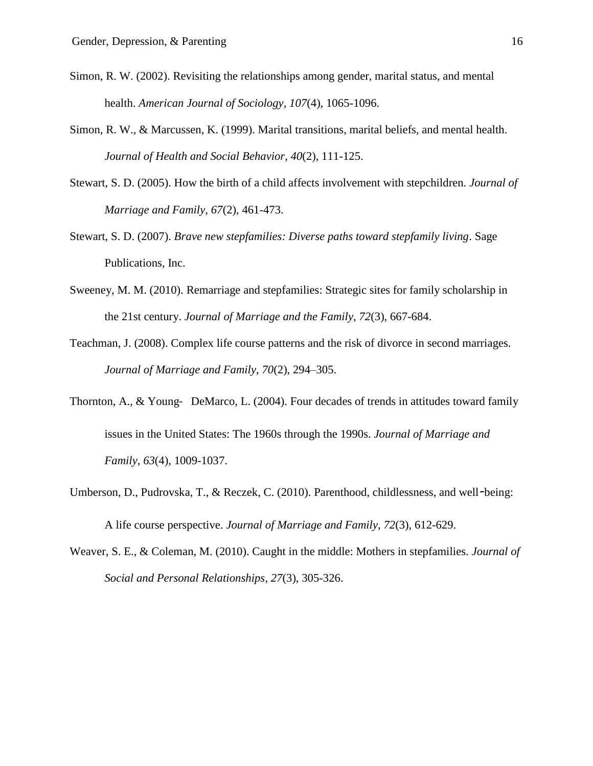Simon, R. W. (2002). Revisiting the relationships among gender, marital status, and mental health. *American Journal of Sociology, 107*(4), 1065-1096.

Simon, R. W., & Marcussen, K. (1999). Marital transitions, marital beliefs, and mental health. *Journal of Health and Social Behavior, 40*(2), 111-125.

Stewart, S. D. (2005). How the birth of a child affects involvement with stepchildren. *Journal of Marriage and Family*, *67*(2), 461-473.

Stewart, S. D. (2007). *Brave new stepfamilies: Diverse paths toward stepfamily living*. Sage Publications, Inc.

Sweeney, M. M. (2010). Remarriage and stepfamilies: Strategic sites for family scholarship in the 21st century. *Journal of Marriage and the Family, 72*(3), 667-684.

Teachman, J. (2008). Complex life course patterns and the risk of divorce in second marriages. *Journal of Marriage and Family*, *70*(2), 294–305.

Thornton, A., & Young- DeMarco, L. (2004). Four decades of trends in attitudes toward family issues in the United States: The 1960s through the 1990s. *Journal of Marriage and Family*, *63*(4), 1009-1037.

Umberson, D., Pudrovska, T., & Reczek, C. (2010). Parenthood, childlessness, and well-being: A life course perspective. *Journal of Marriage and Family*, *72*(3), 612-629.

Weaver, S. E., & Coleman, M. (2010). Caught in the middle: Mothers in stepfamilies. *Journal of Social and Personal Relationships*, *27*(3), 305-326.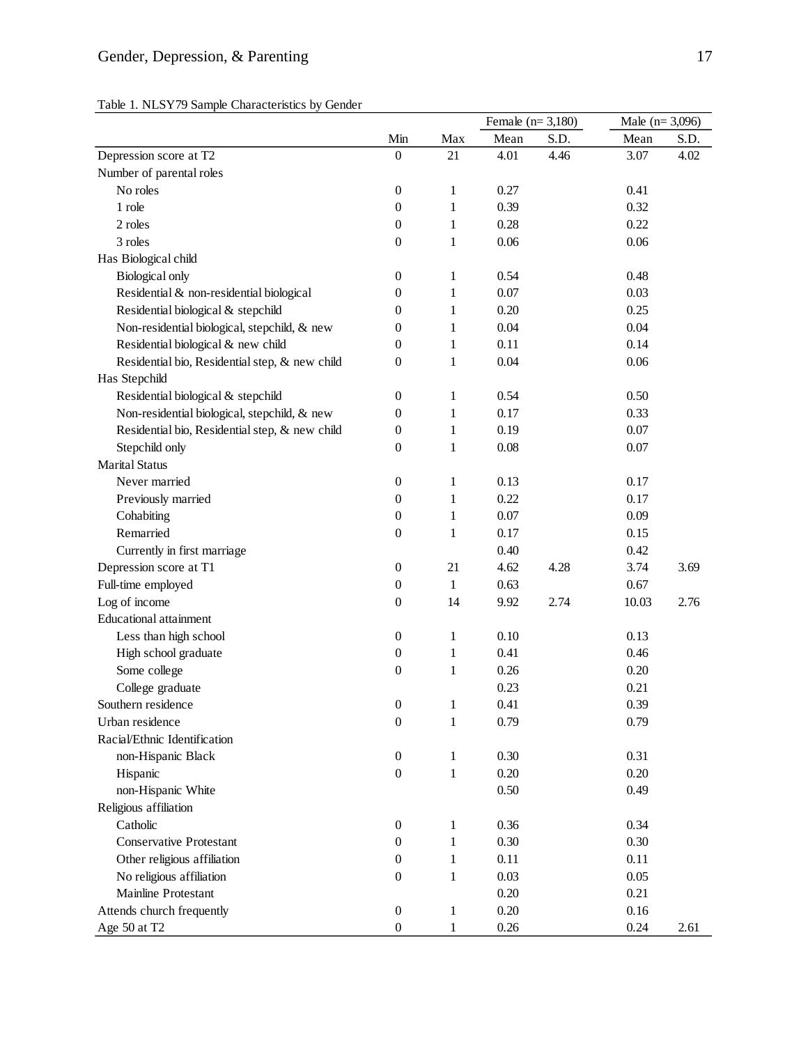Table 1. NLSY79 Sample Characteristics by Gender

| | Min | Max | Female (n= 3,180) | | Male (n= 3,096) | |
|---|---|---|---|---|---|---|
| | | | Mean | S.D. | Mean | S.D. |
| Depression score at T2 | 0 | 21 | 4.01 | 4.46 | 3.07 | 4.02 |
| Number of parental roles | | | | | | |
| No roles | 0 | 1 | 0.27 | | 0.41 | |
| 1 role | 0 | 1 | 0.39 | | 0.32 | |
| 2 roles | 0 | 1 | 0.28 | | 0.22 | |
| 3 roles | 0 | 1 | 0.06 | | 0.06 | |
| Has Biological child | | | | | | |
| Biological only | 0 | 1 | 0.54 | | 0.48 | |
| Residential & non-residential biological | 0 | 1 | 0.07 | | 0.03 | |
| Residential biological & stepchild | 0 | 1 | 0.20 | | 0.25 | |
| Non-residential biological, stepchild, & new | 0 | 1 | 0.04 | | 0.04 | |
| Residential biological & new child | 0 | 1 | 0.11 | | 0.14 | |
| Residential bio, Residential step, & new child | 0 | 1 | 0.04 | | 0.06 | |
| Has Stepchild | | | | | | |
| Residential biological & stepchild | 0 | 1 | 0.54 | | 0.50 | |
| Non-residential biological, stepchild, & new | 0 | 1 | 0.17 | | 0.33 | |
| Residential bio, Residential step, & new child | 0 | 1 | 0.19 | | 0.07 | |
| Stepchild only | 0 | 1 | 0.08 | | 0.07 | |
| Marital Status | | | | | | |
| Never married | 0 | 1 | 0.13 | | 0.17 | |
| Previously married | 0 | 1 | 0.22 | | 0.17 | |
| Cohabiting | 0 | 1 | 0.07 | | 0.09 | |
| Remarried | 0 | 1 | 0.17 | | 0.15 | |
| Currently in first marriage | | | 0.40 | | 0.42 | |
| Depression score at T1 | 0 | 21 | 4.62 | 4.28 | 3.74 | 3.69 |
| Full-time employed | 0 | 1 | 0.63 | | 0.67 | |
| Log of income | 0 | 14 | 9.92 | 2.74 | 10.03 | 2.76 |
| Educational attainment | | | | | | |
| Less than high school | 0 | 1 | 0.10 | | 0.13 | |
| High school graduate | 0 | 1 | 0.41 | | 0.46 | |
| Some college | 0 | 1 | 0.26 | | 0.20 | |
| College graduate | | | 0.23 | | 0.21 | |
| Southern residence | 0 | 1 | 0.41 | | 0.39 | |
| Urban residence | 0 | 1 | 0.79 | | 0.79 | |
| Racial/Ethnic Identification | | | | | | |
| non-Hispanic Black | 0 | 1 | 0.30 | | 0.31 | |
| Hispanic | 0 | 1 | 0.20 | | 0.20 | |
| non-Hispanic White | | | 0.50 | | 0.49 | |
| Religious affiliation | | | | | | |
| Catholic | 0 | 1 | 0.36 | | 0.34 | |
| Conservative Protestant | 0 | 1 | 0.30 | | 0.30 | |
| Other religious affiliation | 0 | 1 | 0.11 | | 0.11 | |
| No religious affiliation | 0 | 1 | 0.03 | | 0.05 | |
| Mainline Protestant | | | 0.20 | | 0.21 | |
| Attends church frequently | 0 | 1 | 0.20 | | 0.16 | |
| Age 50 at T2 | 0 | 1 | 0.26 | | 0.24 | 2.61 |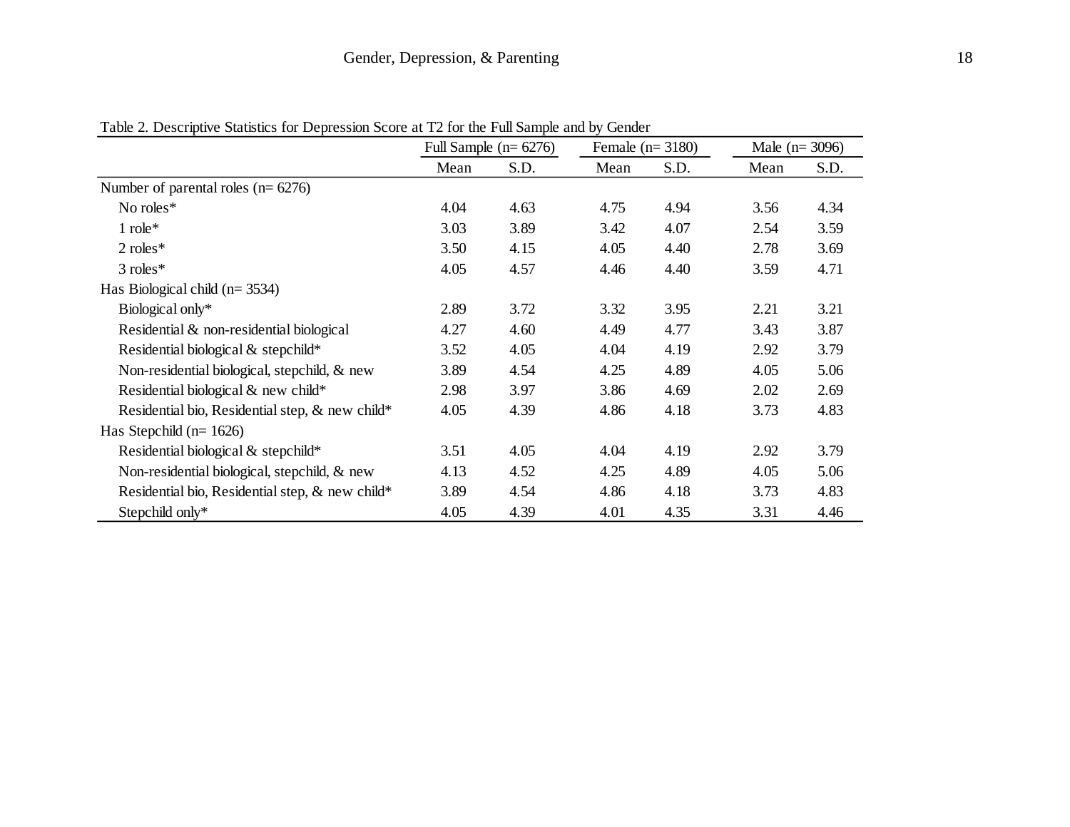Table 2. Descriptive Statistics for Depression Score at T2 for the Full Sample and by Gender

| | Full Sample (n= 6276) | | Female (n= 3180) | | Male (n= 3096) | |
|---|---|---|---|---|---|---|
| | Mean | S.D. | Mean | S.D. | Mean | S.D. |
| Number of parental roles (n= 6276) | | | | | | |
| No roles* | 4.04 | 4.63 | 4.75 | 4.94 | 3.56 | 4.34 |
| 1 role* | 3.03 | 3.89 | 3.42 | 4.07 | 2.54 | 3.59 |
| 2 roles* | 3.50 | 4.15 | 4.05 | 4.40 | 2.78 | 3.69 |
| 3 roles* | 4.05 | 4.57 | 4.46 | 4.40 | 3.59 | 4.71 |
| Has Biological child (n= 3534) | | | | | | |
| Biological only* | 2.89 | 3.72 | 3.32 | 3.95 | 2.21 | 3.21 |
| Residential & non-residential biological | 4.27 | 4.60 | 4.49 | 4.77 | 3.43 | 3.87 |
| Residential biological & stepchild* | 3.52 | 4.05 | 4.04 | 4.19 | 2.92 | 3.79 |
| Non-residential biological, stepchild, & new | 3.89 | 4.54 | 4.25 | 4.89 | 4.05 | 5.06 |
| Residential biological & new child* | 2.98 | 3.97 | 3.86 | 4.69 | 2.02 | 2.69 |
| Residential bio, Residential step, & new child* | 4.05 | 4.39 | 4.86 | 4.18 | 3.73 | 4.83 |
| Has Stepchild (n= 1626) | | | | | | |
| Residential biological & stepchild* | 3.51 | 4.05 | 4.04 | 4.19 | 2.92 | 3.79 |
| Non-residential biological, stepchild, & new | 4.13 | 4.52 | 4.25 | 4.89 | 4.05 | 5.06 |
| Residential bio, Residential step, & new child* | 3.89 | 4.54 | 4.86 | 4.18 | 3.73 | 4.83 |
| Stepchild only* | 4.05 | 4.39 | 4.01 | 4.35 | 3.31 | 4.46 |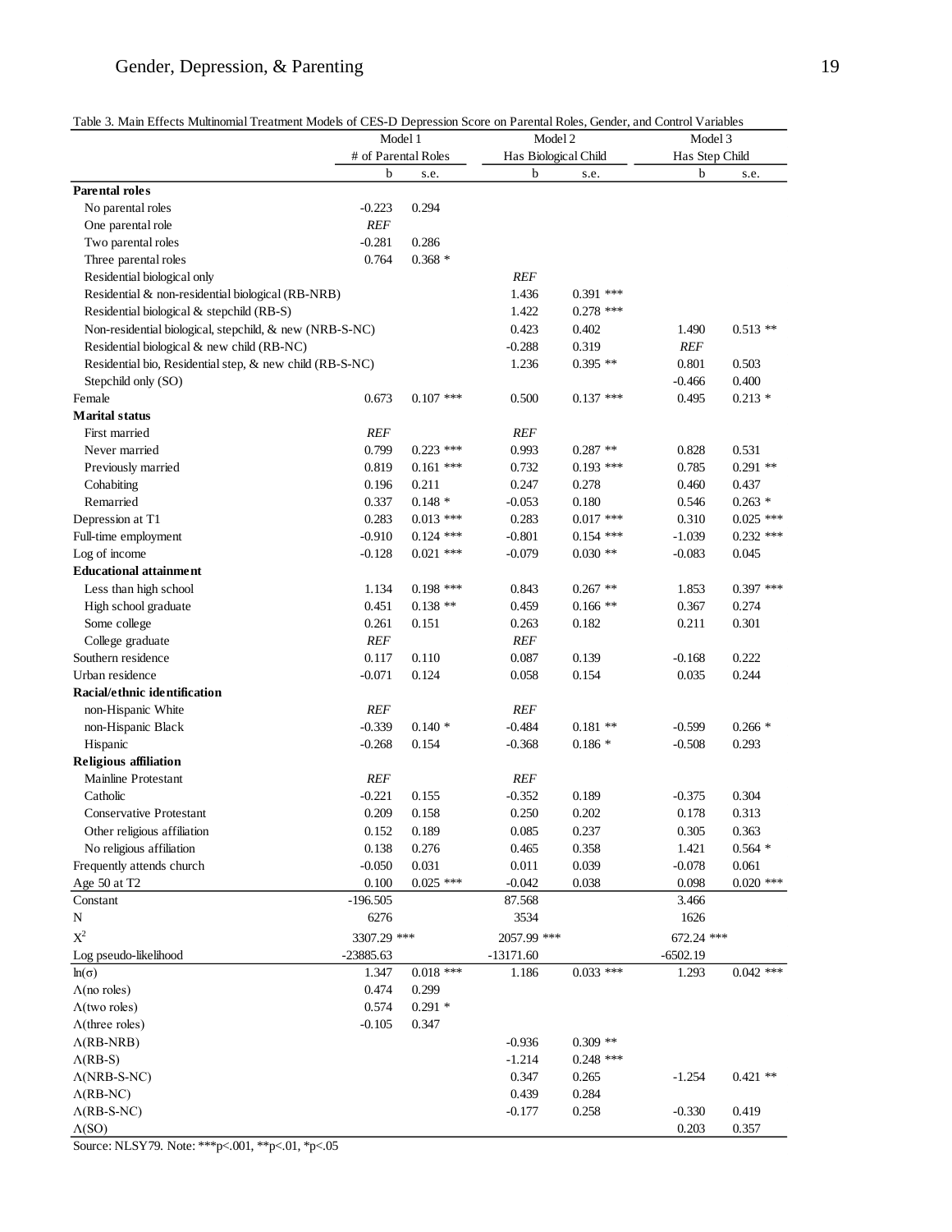Table 3. Main Effects Multinomial Treatment Models of CES-D Depression Score on Parental Roles, Gender, and Control Variables

| | Model 1 | | Model 2 | | Model 3 | |
|---|---|---|---|---|---|---|
| | # of Parental Roles | | Has Biological Child | | Has Step Child | |
| | b | s.e. | b | s.e. | b | s.e. |
| **Parental roles** | | | | | | |
| No parental roles | -0.223 | 0.294 | | | | |
| One parental role | *REF* | | | | | |
| Two parental roles | -0.281 | 0.286 | | | | |
| Three parental roles | 0.764 | 0.368 * | | | | |
| Residential biological only | | | *REF* | | | |
| Residential & non-residential biological (RB-NRB) | | | 1.436 | 0.391 *** | | |
| Residential biological & stepchild (RB-S) | | | 1.422 | 0.278 *** | | |
| Non-residential biological, stepchild, & new (NRB-S-NC) | | | 0.423 | 0.402 | 1.490 | 0.513 ** |
| Residential biological & new child (RB-NC) | | | -0.288 | 0.319 | *REF* | |
| Residential bio, Residential step, & new child (RB-S-NC) | | | 1.236 | 0.395 ** | 0.801 | 0.503 |
| Stepchild only (SO) | | | | | -0.466 | 0.400 |
| Female | 0.673 | 0.107 *** | 0.500 | 0.137 *** | 0.495 | 0.213 * |
| **Marital status** | | | | | | |
| First married | *REF* | | *REF* | | | |
| Never married | 0.799 | 0.223 *** | 0.993 | 0.287 ** | 0.828 | 0.531 |
| Previously married | 0.819 | 0.161 *** | 0.732 | 0.193 *** | 0.785 | 0.291 ** |
| Cohabiting | 0.196 | 0.211 | 0.247 | 0.278 | 0.460 | 0.437 |
| Remarried | 0.337 | 0.148 * | -0.053 | 0.180 | 0.546 | 0.263 * |
| Depression at T1 | 0.283 | 0.013 *** | 0.283 | 0.017 *** | 0.310 | 0.025 *** |
| Full-time employment | -0.910 | 0.124 *** | -0.801 | 0.154 *** | -1.039 | 0.232 *** |
| Log of income | -0.128 | 0.021 *** | -0.079 | 0.030 ** | -0.083 | 0.045 |
| **Educational attainment** | | | | | | |
| Less than high school | 1.134 | 0.198 *** | 0.843 | 0.267 ** | 1.853 | 0.397 *** |
| High school graduate | 0.451 | 0.138 ** | 0.459 | 0.166 ** | 0.367 | 0.274 |
| Some college | 0.261 | 0.151 | 0.263 | 0.182 | 0.211 | 0.301 |
| College graduate | *REF* | | *REF* | | | |
| Southern residence | 0.117 | 0.110 | 0.087 | 0.139 | -0.168 | 0.222 |
| Urban residence | -0.071 | 0.124 | 0.058 | 0.154 | 0.035 | 0.244 |
| **Racial/ethnic identification** | | | | | | |
| non-Hispanic White | *REF* | | *REF* | | | |
| non-Hispanic Black | -0.339 | 0.140 * | -0.484 | 0.181 ** | -0.599 | 0.266 * |
| Hispanic | -0.268 | 0.154 | -0.368 | 0.186 * | -0.508 | 0.293 |
| **Religious affiliation** | | | | | | |
| Mainline Protestant | *REF* | | *REF* | | | |
| Catholic | -0.221 | 0.155 | -0.352 | 0.189 | -0.375 | 0.304 |
| Conservative Protestant | 0.209 | 0.158 | 0.250 | 0.202 | 0.178 | 0.313 |
| Other religious affiliation | 0.152 | 0.189 | 0.085 | 0.237 | 0.305 | 0.363 |
| No religious affiliation | 0.138 | 0.276 | 0.465 | 0.358 | 1.421 | 0.564 * |
| Frequently attends church | -0.050 | 0.031 | 0.011 | 0.039 | -0.078 | 0.061 |
| Age 50 at T2 | 0.100 | 0.025 *** | -0.042 | 0.038 | 0.098 | 0.020 *** |
| Constant | -196.505 | | 87.568 | | 3.466 | |
| N | 6276 | | 3534 | | 1626 | |
| $X^2$ | 3307.29 *** | | 2057.99 *** | | 672.24 *** | |
| Log pseudo-likelihood | -23885.63 | | -13171.60 | | -6502.19 | |
| $\ln(\sigma)$ | 1.347 | 0.018 *** | 1.186 | 0.033 *** | 1.293 | 0.042 *** |
| $\Lambda$(no roles) | 0.474 | 0.299 | | | | |
| $\Lambda$(two roles) | 0.574 | 0.291 * | | | | |
| $\Lambda$(three roles) | -0.105 | 0.347 | | | | |
| $\Lambda$(RB-NRB) | | | -0.936 | 0.309 ** | | |
| $\Lambda$(RB-S) | | | -1.214 | 0.248 *** | | |
| $\Lambda$(NRB-S-NC) | | | 0.347 | 0.265 | -1.254 | 0.421 ** |
| $\Lambda$(RB-NC) | | | 0.439 | 0.284 | | |
| $\Lambda$(RB-S-NC) | | | -0.177 | 0.258 | -0.330 | 0.419 |
| $\Lambda$(SO) | | | | | 0.203 | 0.357 |

Source: NLSY79. Note: ***p<.001, **p<.01, *p<.05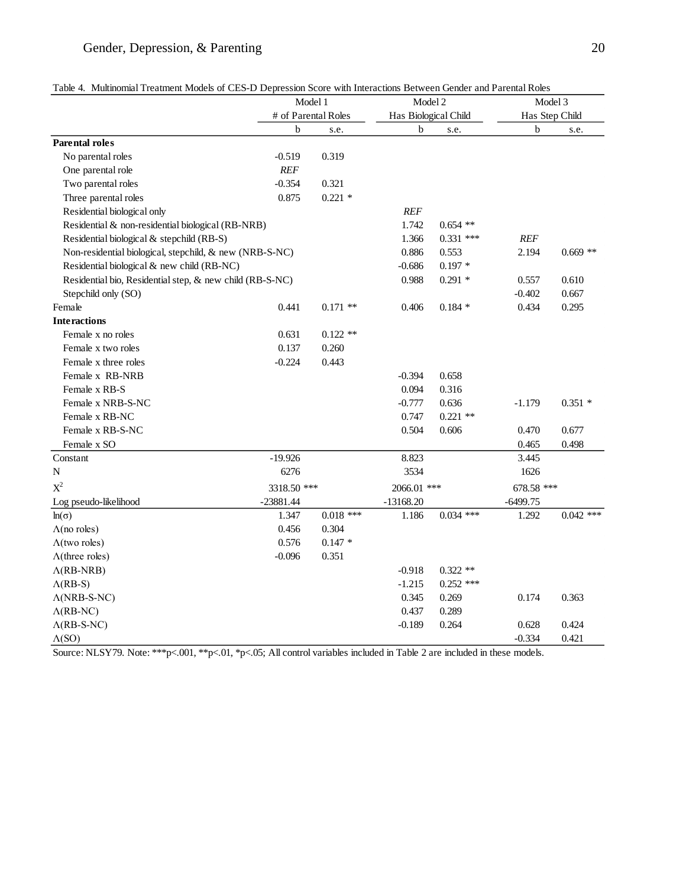Table 4. Multinomial Treatment Models of CES-D Depression Score with Interactions Between Gender and Parental Roles

| | Model 1 | | Model 2 | | Model 3 | |
|---|---|---|---|---|---|---|
| | # of Parental Roles | | Has Biological Child | | Has Step Child | |
| | b | s.e. | b | s.e. | b | s.e. |
| **Parental roles** | | | | | | |
| No parental roles | -0.519 | 0.319 | | | | |
| One parental role | *REF* | | | | | |
| Two parental roles | -0.354 | 0.321 | | | | |
| Three parental roles | 0.875 | 0.221 * | | | | |
| Residential biological only | | | *REF* | | | |
| Residential & non-residential biological (RB-NRB) | | | 1.742 | 0.654 ** | | |
| Residential biological & stepchild (RB-S) | | | 1.366 | 0.331 *** | *REF* | |
| Non-residential biological, stepchild, & new (NRB-S-NC) | | | 0.886 | 0.553 | 2.194 | 0.669 ** |
| Residential biological & new child (RB-NC) | | | -0.686 | 0.197 * | | |
| Residential bio, Residential step, & new child (RB-S-NC) | | | 0.988 | 0.291 * | 0.557 | 0.610 |
| Stepchild only (SO) | | | | | -0.402 | 0.667 |
| Female | 0.441 | 0.171 ** | 0.406 | 0.184 * | 0.434 | 0.295 |
| **Interactions** | | | | | | |
| Female x no roles | 0.631 | 0.122 ** | | | | |
| Female x two roles | 0.137 | 0.260 | | | | |
| Female x three roles | -0.224 | 0.443 | | | | |
| Female x RB-NRB | | | -0.394 | 0.658 | | |
| Female x RB-S | | | 0.094 | 0.316 | | |
| Female x NRB-S-NC | | | -0.777 | 0.636 | -1.179 | 0.351 * |
| Female x RB-NC | | | 0.747 | 0.221 ** | | |
| Female x RB-S-NC | | | 0.504 | 0.606 | 0.470 | 0.677 |
| Female x SO | | | | | 0.465 | 0.498 |
| Constant | -19.926 | | 8.823 | | 3.445 | |
| N | 6276 | | 3534 | | 1626 | |
| $X^2$ | 3318.50 *** | | 2066.01 *** | | 678.58 *** | |
| Log pseudo-likelihood | -23881.44 | | -13168.20 | | -6499.75 | |
| $\ln(\sigma)$ | 1.347 | 0.018 *** | 1.186 | 0.034 *** | 1.292 | 0.042 *** |
| $\Lambda$(no roles) | 0.456 | 0.304 | | | | |
| $\Lambda$(two roles) | 0.576 | 0.147 * | | | | |
| $\Lambda$(three roles) | -0.096 | 0.351 | | | | |
| $\Lambda$(RB-NRB) | | | -0.918 | 0.322 ** | | |
| $\Lambda$(RB-S) | | | -1.215 | 0.252 *** | | |
| $\Lambda$(NRB-S-NC) | | | 0.345 | 0.269 | 0.174 | 0.363 |
| $\Lambda$(RB-NC) | | | 0.437 | 0.289 | | |
| $\Lambda$(RB-S-NC) | | | -0.189 | 0.264 | 0.628 | 0.424 |
| $\Lambda$(SO) | | | | | -0.334 | 0.421 |

Source: NLSY79. Note: ***p<.001, **p<.01, *p<.05; All control variables included in Table 2 are included in these models.